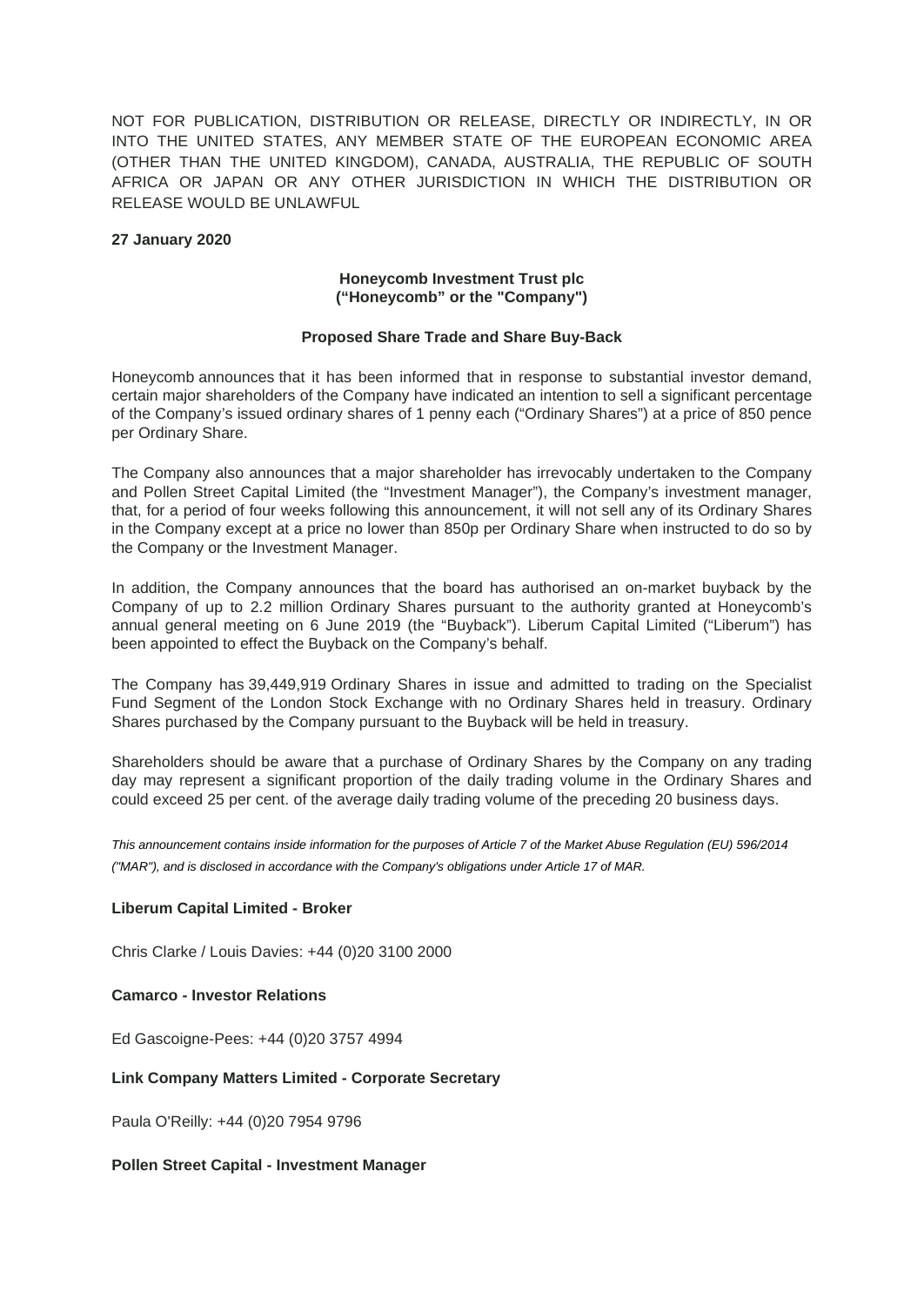NOT FOR PUBLICATION, DISTRIBUTION OR RELEASE, DIRECTLY OR INDIRECTLY, IN OR INTO THE UNITED STATES, ANY MEMBER STATE OF THE EUROPEAN ECONOMIC AREA (OTHER THAN THE UNITED KINGDOM), CANADA, AUSTRALIA, THE REPUBLIC OF SOUTH AFRICA OR JAPAN OR ANY OTHER JURISDICTION IN WHICH THE DISTRIBUTION OR RELEASE WOULD BE UNLAWFUL

**27 January 2020**

**Honeycomb Investment Trust plc**
**("Honeycomb" or the "Company")**

**Proposed Share Trade and Share Buy-Back**

Honeycomb announces that it has been informed that in response to substantial investor demand, certain major shareholders of the Company have indicated an intention to sell a significant percentage of the Company's issued ordinary shares of 1 penny each ("Ordinary Shares") at a price of 850 pence per Ordinary Share.

The Company also announces that a major shareholder has irrevocably undertaken to the Company and Pollen Street Capital Limited (the "Investment Manager"), the Company's investment manager, that, for a period of four weeks following this announcement, it will not sell any of its Ordinary Shares in the Company except at a price no lower than 850p per Ordinary Share when instructed to do so by the Company or the Investment Manager.

In addition, the Company announces that the board has authorised an on-market buyback by the Company of up to 2.2 million Ordinary Shares pursuant to the authority granted at Honeycomb's annual general meeting on 6 June 2019 (the "Buyback"). Liberum Capital Limited ("Liberum") has been appointed to effect the Buyback on the Company's behalf.

The Company has 39,449,919 Ordinary Shares in issue and admitted to trading on the Specialist Fund Segment of the London Stock Exchange with no Ordinary Shares held in treasury. Ordinary Shares purchased by the Company pursuant to the Buyback will be held in treasury.

Shareholders should be aware that a purchase of Ordinary Shares by the Company on any trading day may represent a significant proportion of the daily trading volume in the Ordinary Shares and could exceed 25 per cent. of the average daily trading volume of the preceding 20 business days.

*This announcement contains inside information for the purposes of Article 7 of the Market Abuse Regulation (EU) 596/2014 ("MAR"), and is disclosed in accordance with the Company's obligations under Article 17 of MAR.*

**Liberum Capital Limited - Broker**

Chris Clarke / Louis Davies: +44 (0)20 3100 2000

**Camarco - Investor Relations**

Ed Gascoigne-Pees: +44 (0)20 3757 4994

**Link Company Matters Limited - Corporate Secretary**

Paula O'Reilly: +44 (0)20 7954 9796

**Pollen Street Capital - Investment Manager**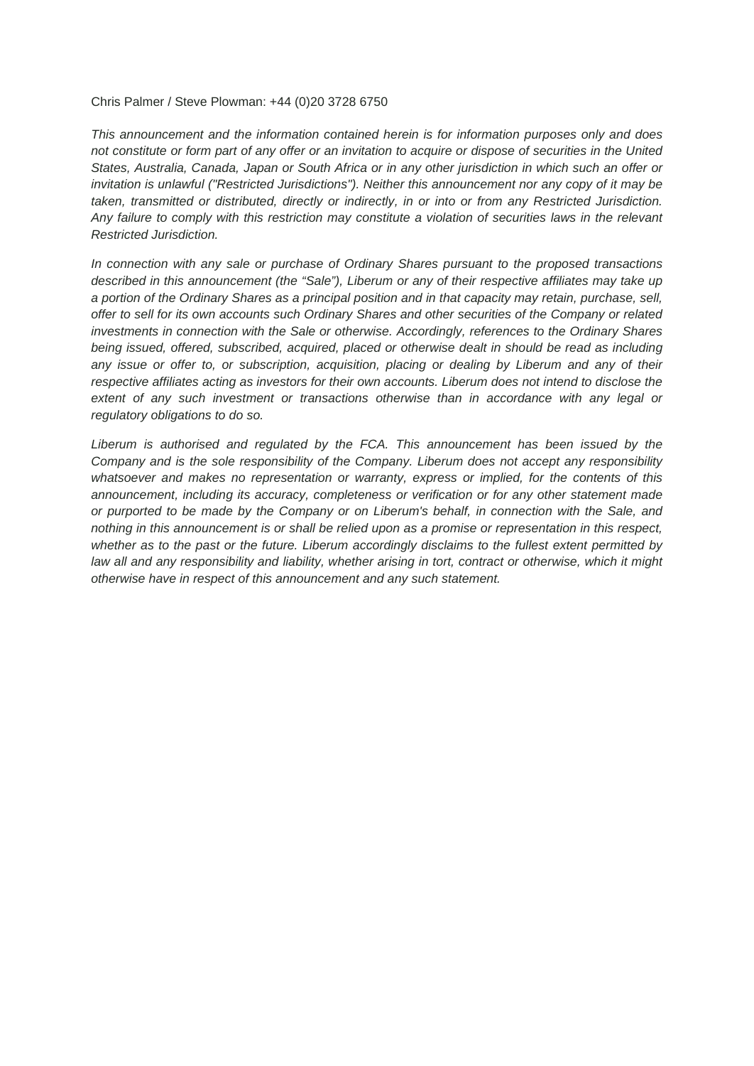Chris Palmer / Steve Plowman: +44 (0)20 3728 6750

*This announcement and the information contained herein is for information purposes only and does not constitute or form part of any offer or an invitation to acquire or dispose of securities in the United States, Australia, Canada, Japan or South Africa or in any other jurisdiction in which such an offer or invitation is unlawful ("Restricted Jurisdictions"). Neither this announcement nor any copy of it may be taken, transmitted or distributed, directly or indirectly, in or into or from any Restricted Jurisdiction. Any failure to comply with this restriction may constitute a violation of securities laws in the relevant Restricted Jurisdiction.*

*In connection with any sale or purchase of Ordinary Shares pursuant to the proposed transactions described in this announcement (the "Sale"), Liberum or any of their respective affiliates may take up a portion of the Ordinary Shares as a principal position and in that capacity may retain, purchase, sell, offer to sell for its own accounts such Ordinary Shares and other securities of the Company or related investments in connection with the Sale or otherwise. Accordingly, references to the Ordinary Shares being issued, offered, subscribed, acquired, placed or otherwise dealt in should be read as including any issue or offer to, or subscription, acquisition, placing or dealing by Liberum and any of their respective affiliates acting as investors for their own accounts. Liberum does not intend to disclose the extent of any such investment or transactions otherwise than in accordance with any legal or regulatory obligations to do so.*

*Liberum is authorised and regulated by the FCA. This announcement has been issued by the Company and is the sole responsibility of the Company. Liberum does not accept any responsibility whatsoever and makes no representation or warranty, express or implied, for the contents of this announcement, including its accuracy, completeness or verification or for any other statement made or purported to be made by the Company or on Liberum's behalf, in connection with the Sale, and nothing in this announcement is or shall be relied upon as a promise or representation in this respect, whether as to the past or the future. Liberum accordingly disclaims to the fullest extent permitted by law all and any responsibility and liability, whether arising in tort, contract or otherwise, which it might otherwise have in respect of this announcement and any such statement.*